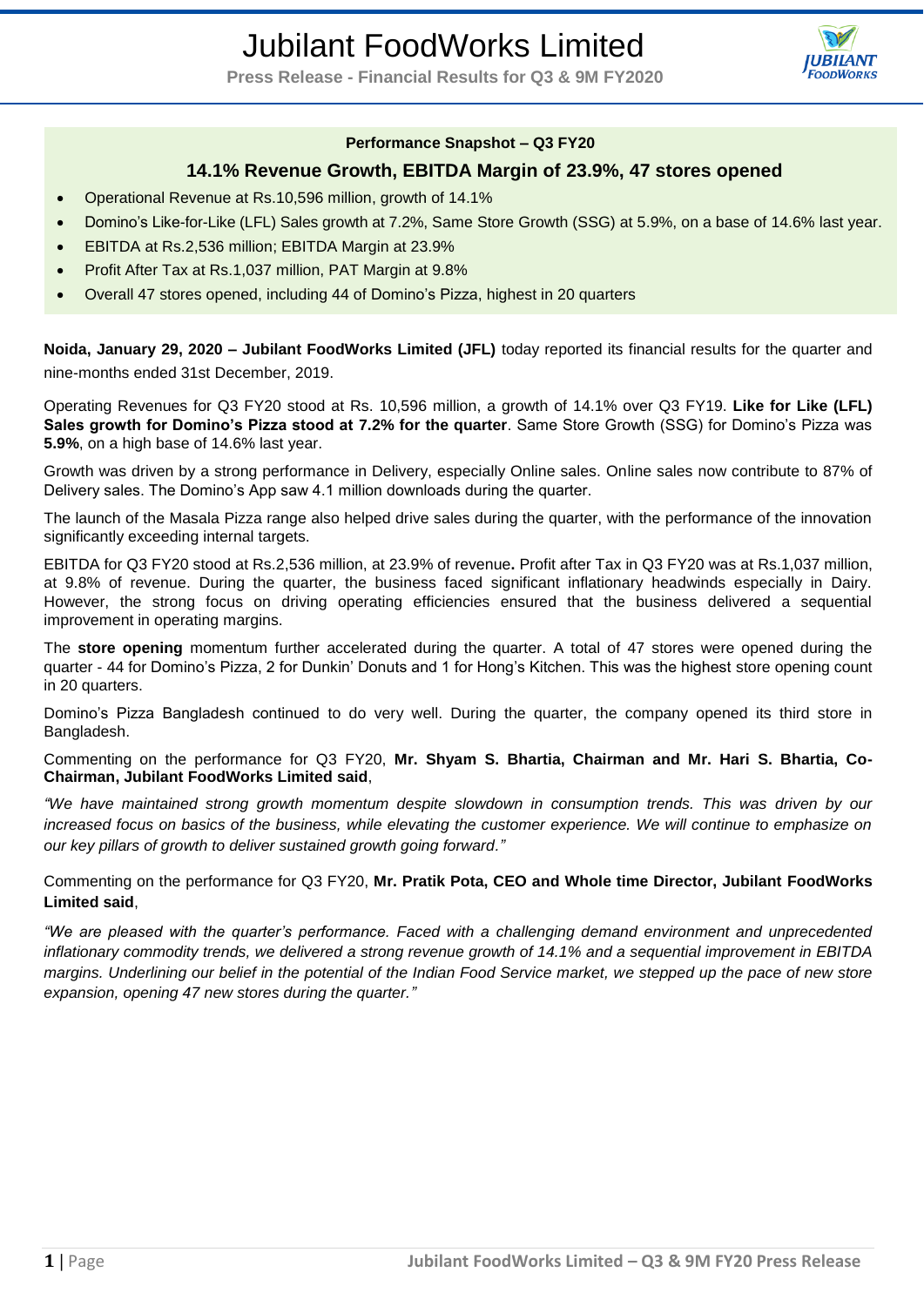# Jubilant FoodWorks Limited

**Press Release - Financial Results for Q3 & 9M FY2020**

**Performance Snapshot – Q3 FY20**

## 14.1% Revenue Growth, EBITDA Margin of 23.9%, 47 stores opened

- Operational Revenue at Rs.10,596 million, growth of 14.1%
- Domino's Like-for-Like (LFL) Sales growth at 7.2%, Same Store Growth (SSG) at 5.9%, on a base of 14.6% last year.
- EBITDA at Rs.2,536 million; EBITDA Margin at 23.9%
- Profit After Tax at Rs.1,037 million, PAT Margin at 9.8%
- Overall 47 stores opened, including 44 of Domino's Pizza, highest in 20 quarters

**Noida, January 29, 2020 – Jubilant FoodWorks Limited (JFL)** today reported its financial results for the quarter and nine-months ended 31st December, 2019.

Operating Revenues for Q3 FY20 stood at Rs. 10,596 million, a growth of 14.1% over Q3 FY19. **Like for Like (LFL) Sales growth for Domino's Pizza stood at 7.2% for the quarter**. Same Store Growth (SSG) for Domino's Pizza was **5.9%**, on a high base of 14.6% last year.

Growth was driven by a strong performance in Delivery, especially Online sales. Online sales now contribute to 87% of Delivery sales. The Domino's App saw 4.1 million downloads during the quarter.

The launch of the Masala Pizza range also helped drive sales during the quarter, with the performance of the innovation significantly exceeding internal targets.

EBITDA for Q3 FY20 stood at Rs.2,536 million, at 23.9% of revenue**.** Profit after Tax in Q3 FY20 was at Rs.1,037 million, at 9.8% of revenue. During the quarter, the business faced significant inflationary headwinds especially in Dairy. However, the strong focus on driving operating efficiencies ensured that the business delivered a sequential improvement in operating margins.

The **store opening** momentum further accelerated during the quarter. A total of 47 stores were opened during the quarter - 44 for Domino's Pizza, 2 for Dunkin' Donuts and 1 for Hong's Kitchen. This was the highest store opening count in 20 quarters.

Domino's Pizza Bangladesh continued to do very well. During the quarter, the company opened its third store in Bangladesh.

Commenting on the performance for Q3 FY20, **Mr. Shyam S. Bhartia, Chairman and Mr. Hari S. Bhartia, Co-Chairman, Jubilant FoodWorks Limited said**,

*"We have maintained strong growth momentum despite slowdown in consumption trends. This was driven by our increased focus on basics of the business, while elevating the customer experience. We will continue to emphasize on our key pillars of growth to deliver sustained growth going forward."*

Commenting on the performance for Q3 FY20, **Mr. Pratik Pota, CEO and Whole time Director, Jubilant FoodWorks Limited said**,

*"We are pleased with the quarter's performance. Faced with a challenging demand environment and unprecedented inflationary commodity trends, we delivered a strong revenue growth of 14.1% and a sequential improvement in EBITDA margins. Underlining our belief in the potential of the Indian Food Service market, we stepped up the pace of new store expansion, opening 47 new stores during the quarter."*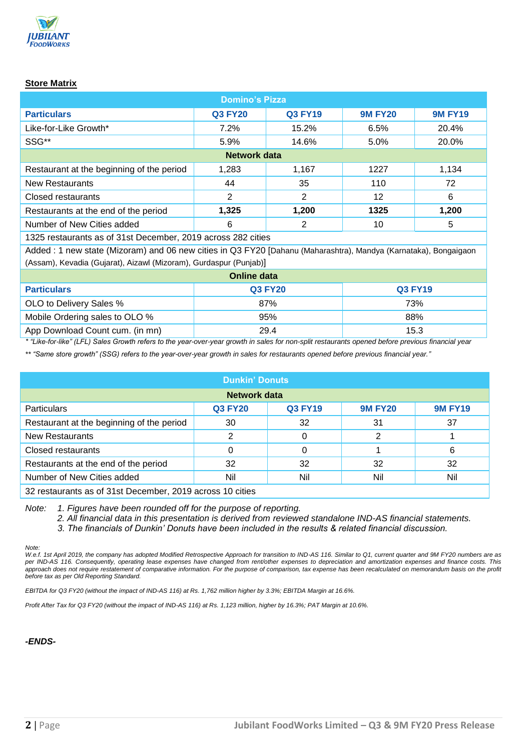**Store Matrix**

| Domino's Pizza | | | | |
|---|---|---|---|---|
| **Particulars** | **Q3 FY20** | **Q3 FY19** | **9M FY20** | **9M FY19** |
| Like-for-Like Growth* | 7.2% | 15.2% | 6.5% | 20.4% |
| SSG** | 5.9% | 14.6% | 5.0% | 20.0% |
| **Network data** | | | | |
| Restaurant at the beginning of the period | 1,283 | 1,167 | 1227 | 1,134 |
| New Restaurants | 44 | 35 | 110 | 72 |
| Closed restaurants | 2 | 2 | 12 | 6 |
| Restaurants at the end of the period | **1,325** | **1,200** | **1325** | **1,200** |
| Number of New Cities added | 6 | 2 | 10 | 5 |
| 1325 restaurants as of 31st December, 2019 across 282 cities | | | | |
| Added : 1 new state (Mizoram) and 06 new cities in Q3 FY20 [Dahanu (Maharashtra), Mandya (Karnataka), Bongaigaon (Assam), Kevadia (Gujarat), Aizawl (Mizoram), Gurdaspur (Punjab)] | | | | |

| Online data | | |
|---|---|---|
| **Particulars** | **Q3 FY20** | **Q3 FY19** |
| OLO to Delivery Sales % | 87% | 73% |
| Mobile Ordering sales to OLO % | 95% | 88% |
| App Download Count cum. (in mn) | 29.4 | 15.3 |

*\* "Like-for-like" (LFL) Sales Growth refers to the year-over-year growth in sales for non-split restaurants opened before previous financial year*

*\*\* "Same store growth" (SSG) refers to the year-over-year growth in sales for restaurants opened before previous financial year."*

| Dunkin' Donuts | | | | |
|---|---|---|---|---|
| **Network data** | | | | |
| Particulars | **Q3 FY20** | **Q3 FY19** | **9M FY20** | **9M FY19** |
| Restaurant at the beginning of the period | 30 | 32 | 31 | 37 |
| New Restaurants | 2 | 0 | 2 | 1 |
| Closed restaurants | 0 | 0 | 1 | 6 |
| Restaurants at the end of the period | 32 | 32 | 32 | 32 |
| Number of New Cities added | Nil | Nil | Nil | Nil |
| 32 restaurants as of 31st December, 2019 across 10 cities | | | | |

*Note:* *1. Figures have been rounded off for the purpose of reporting.*
*2. All financial data in this presentation is derived from reviewed standalone IND-AS financial statements.*
*3. The financials of Dunkin' Donuts have been included in the results & related financial discussion.*

*Note:*
*W.e.f. 1st April 2019, the company has adopted Modified Retrospective Approach for transition to IND-AS 116. Similar to Q1, current quarter and 9M FY20 numbers are as per IND-AS 116. Consequently, operating lease expenses have changed from rent/other expenses to depreciation and amortization expenses and finance costs. This approach does not require restatement of comparative information. For the purpose of comparison, tax expense has been recalculated on memorandum basis on the profit before tax as per Old Reporting Standard.*

*EBITDA for Q3 FY20 (without the impact of IND-AS 116) at Rs. 1,762 million higher by 3.3%; EBITDA Margin at 16.6%.*

*Profit After Tax for Q3 FY20 (without the impact of IND-AS 116) at Rs. 1,123 million, higher by 16.3%; PAT Margin at 10.6%.*

***-ENDS-***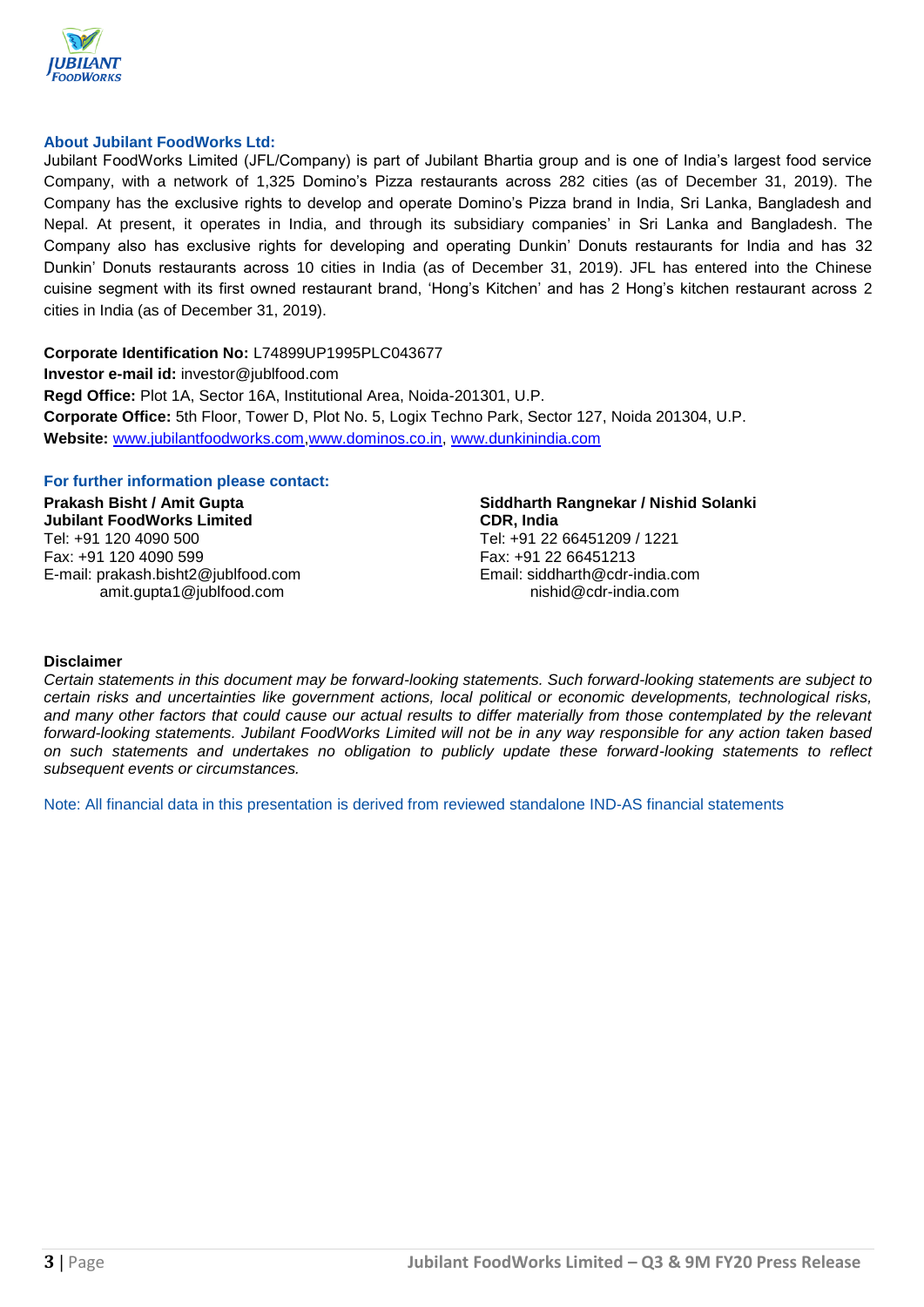### About Jubilant FoodWorks Ltd:

Jubilant FoodWorks Limited (JFL/Company) is part of Jubilant Bhartia group and is one of India's largest food service Company, with a network of 1,325 Domino's Pizza restaurants across 282 cities (as of December 31, 2019). The Company has the exclusive rights to develop and operate Domino's Pizza brand in India, Sri Lanka, Bangladesh and Nepal. At present, it operates in India, and through its subsidiary companies' in Sri Lanka and Bangladesh. The Company also has exclusive rights for developing and operating Dunkin' Donuts restaurants for India and has 32 Dunkin' Donuts restaurants across 10 cities in India (as of December 31, 2019). JFL has entered into the Chinese cuisine segment with its first owned restaurant brand, 'Hong's Kitchen' and has 2 Hong's kitchen restaurant across 2 cities in India (as of December 31, 2019).

**Corporate Identification No:** L74899UP1995PLC043677
**Investor e-mail id:** investor@jublfood.com
**Regd Office:** Plot 1A, Sector 16A, Institutional Area, Noida-201301, U.P.
**Corporate Office:** 5th Floor, Tower D, Plot No. 5, Logix Techno Park, Sector 127, Noida 201304, U.P.
**Website:** www.jubilantfoodworks.com,www.dominos.co.in, www.dunkinindia.com

### For further information please contact:

**Prakash Bisht / Amit Gupta**
**Jubilant FoodWorks Limited**
Tel: +91 120 4090 500
Fax: +91 120 4090 599
E-mail: prakash.bisht2@jublfood.com
amit.gupta1@jublfood.com

**Siddharth Rangnekar / Nishid Solanki**
**CDR, India**
Tel: +91 22 66451209 / 1221
Fax: +91 22 66451213
Email: siddharth@cdr-india.com
nishid@cdr-india.com

**Disclaimer**

*Certain statements in this document may be forward-looking statements. Such forward-looking statements are subject to certain risks and uncertainties like government actions, local political or economic developments, technological risks, and many other factors that could cause our actual results to differ materially from those contemplated by the relevant forward-looking statements. Jubilant FoodWorks Limited will not be in any way responsible for any action taken based on such statements and undertakes no obligation to publicly update these forward-looking statements to reflect subsequent events or circumstances.*

Note: All financial data in this presentation is derived from reviewed standalone IND-AS financial statements